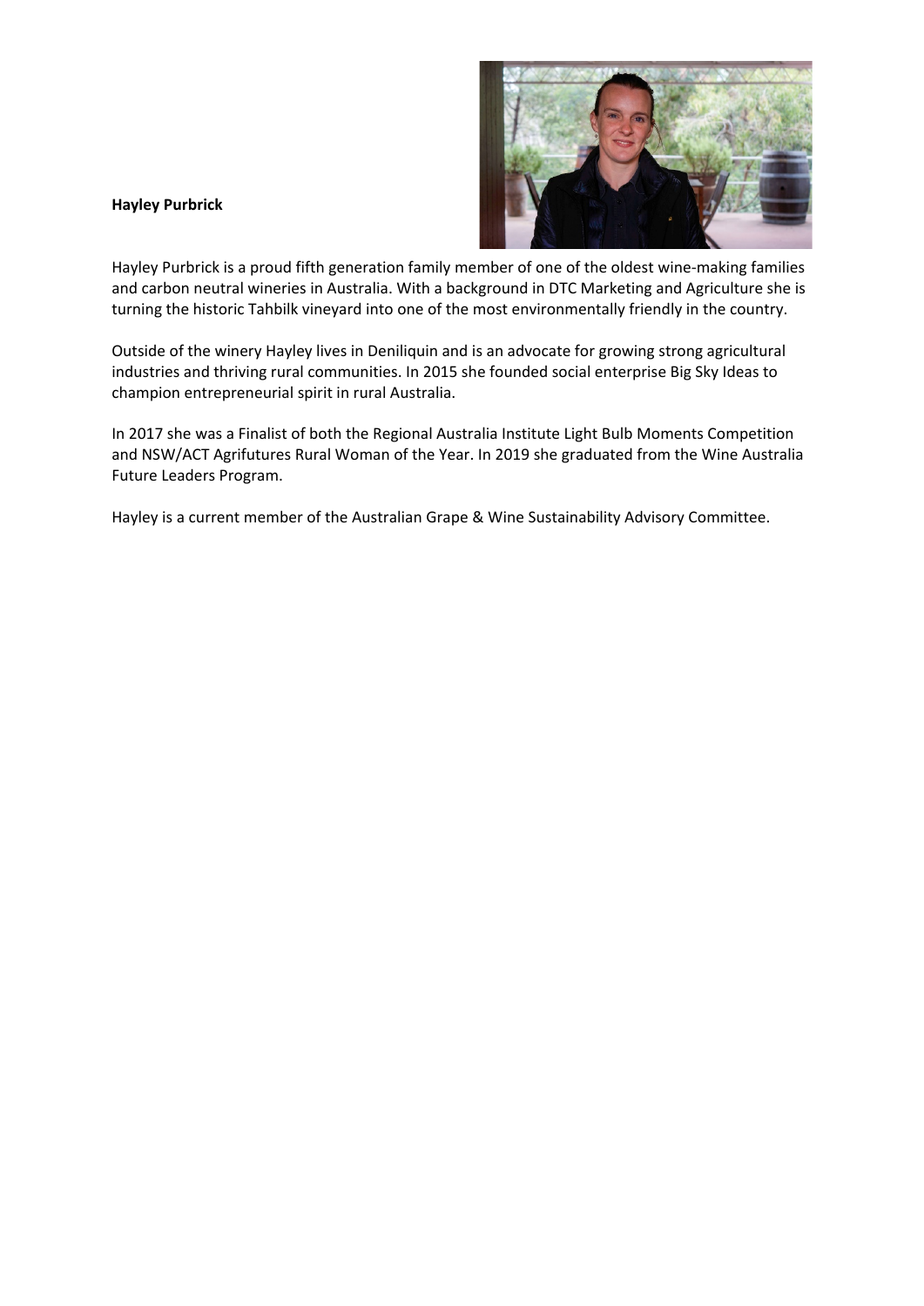**Hayley Purbrick**

Hayley Purbrick is a proud fifth generation family member of one of the oldest wine-making families and carbon neutral wineries in Australia. With a background in DTC Marketing and Agriculture she is turning the historic Tahbilk vineyard into one of the most environmentally friendly in the country.

Outside of the winery Hayley lives in Deniliquin and is an advocate for growing strong agricultural industries and thriving rural communities. In 2015 she founded social enterprise Big Sky Ideas to champion entrepreneurial spirit in rural Australia.

In 2017 she was a Finalist of both the Regional Australia Institute Light Bulb Moments Competition and NSW/ACT Agrifutures Rural Woman of the Year. In 2019 she graduated from the Wine Australia Future Leaders Program.

Hayley is a current member of the Australian Grape & Wine Sustainability Advisory Committee.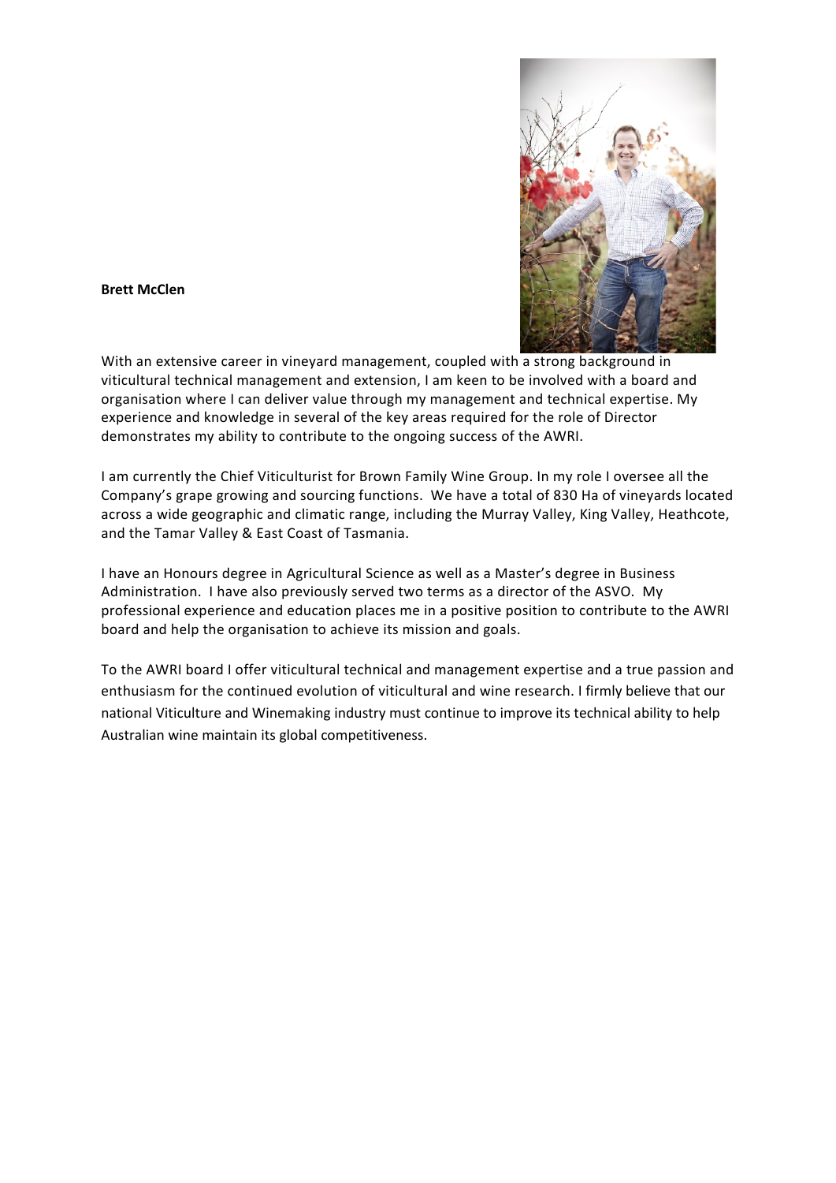**Brett McClen**

With an extensive career in vineyard management, coupled with a strong background in viticultural technical management and extension, I am keen to be involved with a board and organisation where I can deliver value through my management and technical expertise. My experience and knowledge in several of the key areas required for the role of Director demonstrates my ability to contribute to the ongoing success of the AWRI.

I am currently the Chief Viticulturist for Brown Family Wine Group. In my role I oversee all the Company's grape growing and sourcing functions. We have a total of 830 Ha of vineyards located across a wide geographic and climatic range, including the Murray Valley, King Valley, Heathcote, and the Tamar Valley & East Coast of Tasmania.

I have an Honours degree in Agricultural Science as well as a Master's degree in Business Administration. I have also previously served two terms as a director of the ASVO. My professional experience and education places me in a positive position to contribute to the AWRI board and help the organisation to achieve its mission and goals.

To the AWRI board I offer viticultural technical and management expertise and a true passion and enthusiasm for the continued evolution of viticultural and wine research. I firmly believe that our national Viticulture and Winemaking industry must continue to improve its technical ability to help Australian wine maintain its global competitiveness.